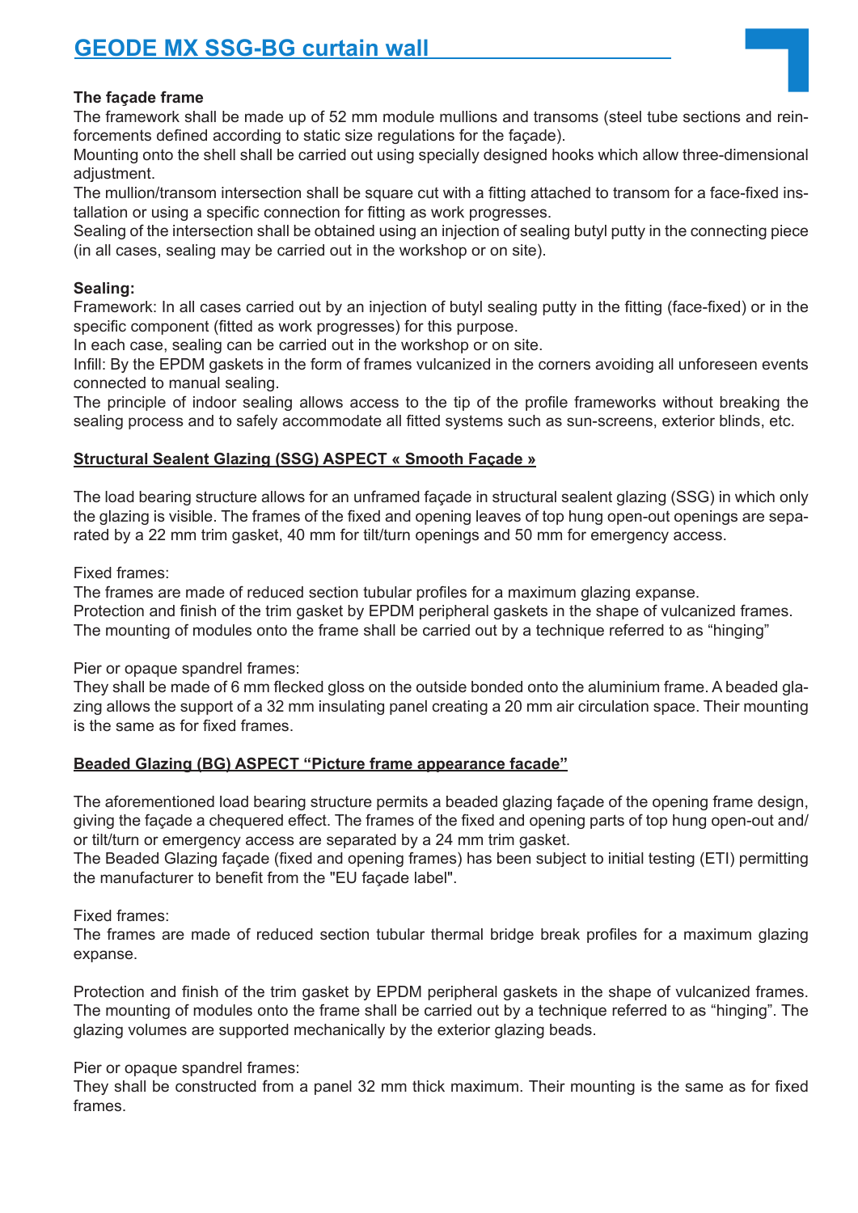# GEODE MX SSG-BG curtain wall

**The façade frame**

The framework shall be made up of 52 mm module mullions and transoms (steel tube sections and reinforcements defined according to static size regulations for the façade).

Mounting onto the shell shall be carried out using specially designed hooks which allow three-dimensional adjustment.

The mullion/transom intersection shall be square cut with a fitting attached to transom for a face-fixed installation or using a specific connection for fitting as work progresses.

Sealing of the intersection shall be obtained using an injection of sealing butyl putty in the connecting piece (in all cases, sealing may be carried out in the workshop or on site).

**Sealing:**

Framework: In all cases carried out by an injection of butyl sealing putty in the fitting (face-fixed) or in the specific component (fitted as work progresses) for this purpose.

In each case, sealing can be carried out in the workshop or on site.

Infill: By the EPDM gaskets in the form of frames vulcanized in the corners avoiding all unforeseen events connected to manual sealing.

The principle of indoor sealing allows access to the tip of the profile frameworks without breaking the sealing process and to safely accommodate all fitted systems such as sun-screens, exterior blinds, etc.

**Structural Sealent Glazing (SSG) ASPECT « Smooth Façade »**

The load bearing structure allows for an unframed façade in structural sealent glazing (SSG) in which only the glazing is visible. The frames of the fixed and opening leaves of top hung open-out openings are separated by a 22 mm trim gasket, 40 mm for tilt/turn openings and 50 mm for emergency access.

Fixed frames:

The frames are made of reduced section tubular profiles for a maximum glazing expanse.

Protection and finish of the trim gasket by EPDM peripheral gaskets in the shape of vulcanized frames.

The mounting of modules onto the frame shall be carried out by a technique referred to as “hinging”

Pier or opaque spandrel frames:

They shall be made of 6 mm flecked gloss on the outside bonded onto the aluminium frame. A beaded glazing allows the support of a 32 mm insulating panel creating a 20 mm air circulation space. Their mounting is the same as for fixed frames.

**Beaded Glazing (BG) ASPECT “Picture frame appearance facade”**

The aforementioned load bearing structure permits a beaded glazing façade of the opening frame design, giving the façade a chequered effect. The frames of the fixed and opening parts of top hung open-out and/or tilt/turn or emergency access are separated by a 24 mm trim gasket.

The Beaded Glazing façade (fixed and opening frames) has been subject to initial testing (ETI) permitting the manufacturer to benefit from the "EU façade label".

Fixed frames:

The frames are made of reduced section tubular thermal bridge break profiles for a maximum glazing expanse.

Protection and finish of the trim gasket by EPDM peripheral gaskets in the shape of vulcanized frames. The mounting of modules onto the frame shall be carried out by a technique referred to as “hinging”. The glazing volumes are supported mechanically by the exterior glazing beads.

Pier or opaque spandrel frames:

They shall be constructed from a panel 32 mm thick maximum. Their mounting is the same as for fixed frames.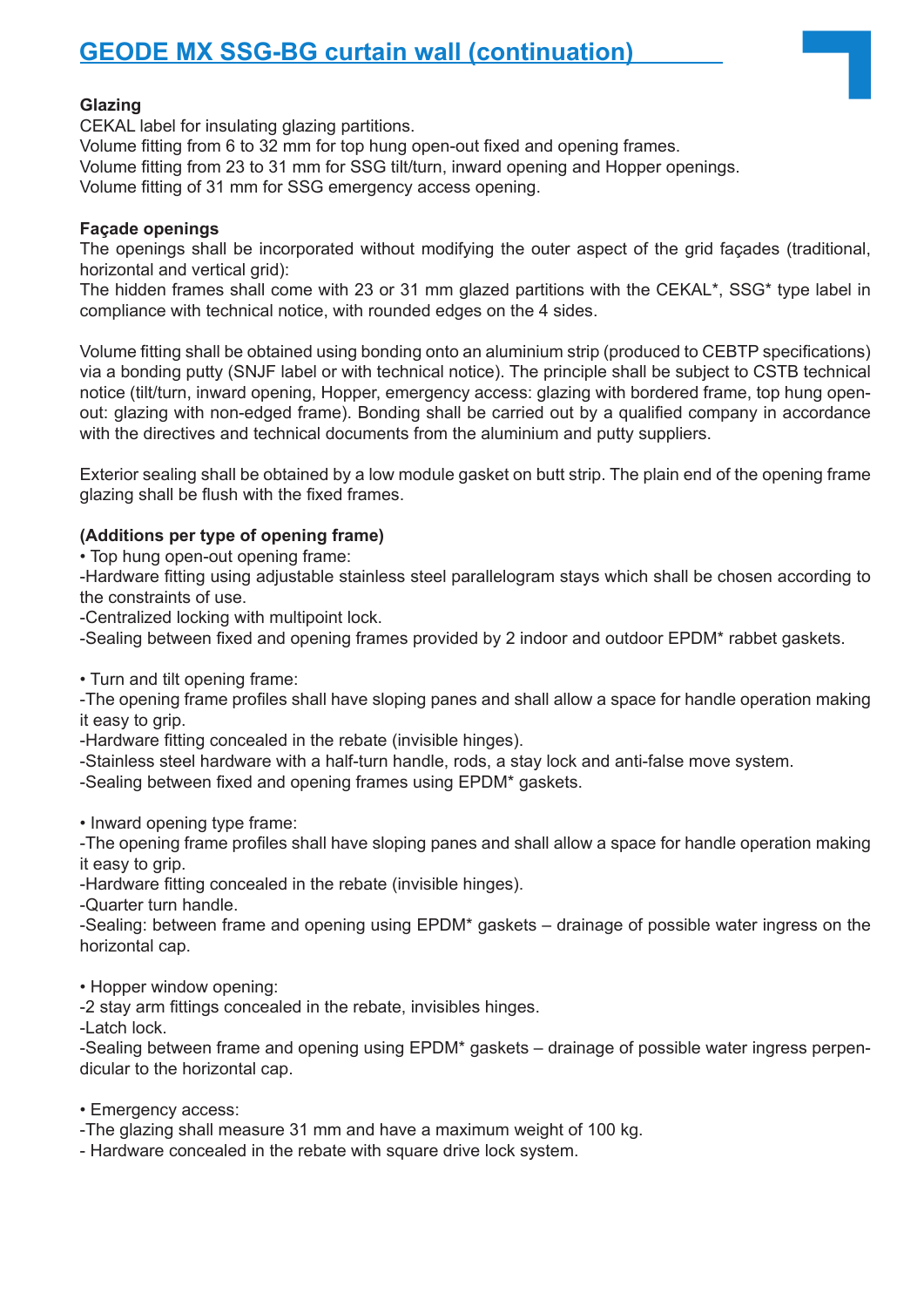# GEODE MX SSG-BG curtain wall (continuation)

**Glazing**

CEKAL label for insulating glazing partitions.
Volume fitting from 6 to 32 mm for top hung open-out fixed and opening frames.
Volume fitting from 23 to 31 mm for SSG tilt/turn, inward opening and Hopper openings.
Volume fitting of 31 mm for SSG emergency access opening.

**Façade openings**

The openings shall be incorporated without modifying the outer aspect of the grid façades (traditional, horizontal and vertical grid):
The hidden frames shall come with 23 or 31 mm glazed partitions with the CEKAL*, SSG* type label in compliance with technical notice, with rounded edges on the 4 sides.

Volume fitting shall be obtained using bonding onto an aluminium strip (produced to CEBTP specifications) via a bonding putty (SNJF label or with technical notice). The principle shall be subject to CSTB technical notice (tilt/turn, inward opening, Hopper, emergency access: glazing with bordered frame, top hung open-out: glazing with non-edged frame). Bonding shall be carried out by a qualified company in accordance with the directives and technical documents from the aluminium and putty suppliers.

Exterior sealing shall be obtained by a low module gasket on butt strip. The plain end of the opening frame glazing shall be flush with the fixed frames.

**(Additions per type of opening frame)**

• Top hung open-out opening frame:
-Hardware fitting using adjustable stainless steel parallelogram stays which shall be chosen according to the constraints of use.
-Centralized locking with multipoint lock.
-Sealing between fixed and opening frames provided by 2 indoor and outdoor EPDM* rabbet gaskets.

• Turn and tilt opening frame:
-The opening frame profiles shall have sloping panes and shall allow a space for handle operation making it easy to grip.
-Hardware fitting concealed in the rebate (invisible hinges).
-Stainless steel hardware with a half-turn handle, rods, a stay lock and anti-false move system.
-Sealing between fixed and opening frames using EPDM* gaskets.

• Inward opening type frame:
-The opening frame profiles shall have sloping panes and shall allow a space for handle operation making it easy to grip.
-Hardware fitting concealed in the rebate (invisible hinges).
-Quarter turn handle.
-Sealing: between frame and opening using EPDM* gaskets – drainage of possible water ingress on the horizontal cap.

• Hopper window opening:
-2 stay arm fittings concealed in the rebate, invisibles hinges.
-Latch lock.
-Sealing between frame and opening using EPDM* gaskets – drainage of possible water ingress perpendicular to the horizontal cap.

• Emergency access:
-The glazing shall measure 31 mm and have a maximum weight of 100 kg.
- Hardware concealed in the rebate with square drive lock system.